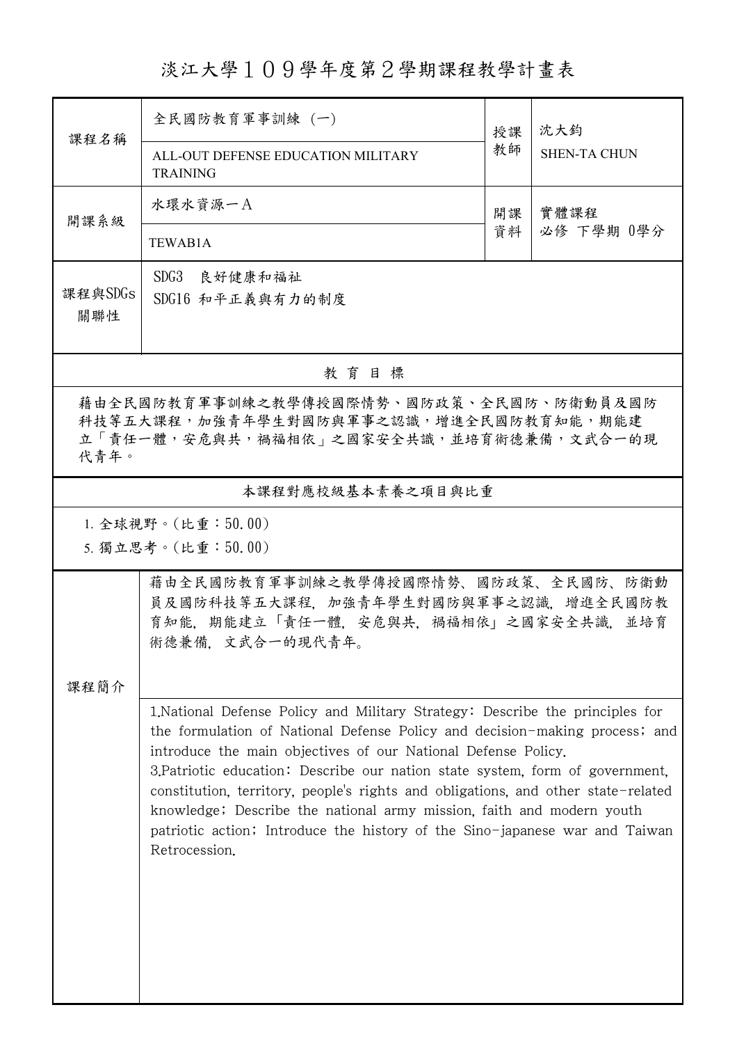# 淡江大學１０９學年度第２學期課程教學計畫表

| 課程名稱 | 全民國防教育軍事訓練 (一) | 授課教師 | 沈大鈞 |
|---|---|---|---|
| | ALL-OUT DEFENSE EDUCATION MILITARY TRAINING | | SHEN-TA CHUN |
| 開課系級 | 水環水資源一A | 開課資料 | 實體課程<br>必修 下學期 0學分 |
| | TEWAB1A | | |
| 課程與SDGs關聯性 | SDG3 良好健康和福祉<br>SDG16 和平正義與有力的制度 | | |

## 教 育 目 標

藉由全民國防教育軍事訓練之教學傳授國際情勢、國防政策、全民國防、防衛動員及國防科技等五大課程，加強青年學生對國防與軍事之認識，增進全民國防教育知能，期能建立「責任一體，安危與共，禍福相依」之國家安全共識，並培育術德兼備，文武合一的現代青年。

## 本課程對應校級基本素養之項目與比重

1. 全球視野。(比重：50.00)
5. 獨立思考。(比重：50.00)

## 課程簡介

藉由全民國防教育軍事訓練之教學傳授國際情勢、國防政策、全民國防、防衛動員及國防科技等五大課程，加強青年學生對國防與軍事之認識，增進全民國防教育知能，期能建立「責任一體，安危與共，禍福相依」之國家安全共識，並培育術德兼備，文武合一的現代青年。

1.National Defense Policy and Military Strategy: Describe the principles for the formulation of National Defense Policy and decision-making process; and introduce the main objectives of our National Defense Policy.
3.Patriotic education: Describe our nation state system, form of government, constitution, territory, people's rights and obligations, and other state-related knowledge; Describe the national army mission, faith and modern youth patriotic action; Introduce the history of the Sino-japanese war and Taiwan Retrocession.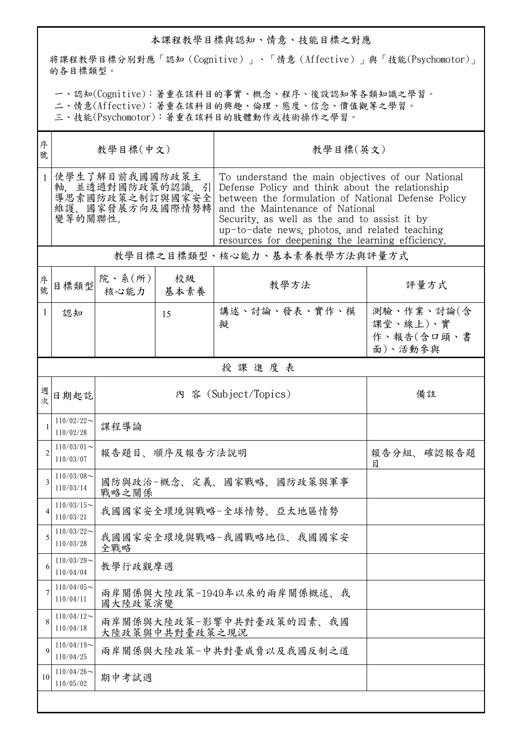## 本課程教學目標與認知、情意、技能目標之對應

將課程教學目標分別對應「認知（Cognitive）」、「情意（Affective）」與「技能(Psychomotor)」的各目標類型。

一、認知(Cognitive)：著重在該科目的事實、概念、程序、後設認知等各類知識之學習。
二、情意(Affective)：著重在該科目的興趣、倫理、態度、信念、價值觀等之學習。
三、技能(Psychomotor)：著重在該科目的肢體動作或技術操作之學習。

| 序號 | 教學目標(中文) | 教學目標(英文) |
|---|---|---|
| 1 | 使學生了解目前我國國防政策主軸，並透過對國防政策的認識，引導思索國防政策之制訂與國家安全維護、國家發展方向及國際情勢轉變等的關聯性。 | To understand the main objectives of our National Defense Policy and think about the relationship between the formulation of National Defense Policy and the Maintenance of National Security, as well as the and to assist it by up-to-date news, photos, and related teaching resources for deepening the learning efficiency. |

### 教學目標之目標類型、核心能力、基本素養教學方法與評量方式

| 序號 | 目標類型 | 院、系(所)核心能力 | 校級基本素養 | 教學方法 | 評量方式 |
|---|---|---|---|---|---|
| 1 | 認知 | | 15 | 講述、討論、發表、實作、模擬 | 測驗、作業、討論(含課堂、線上)、實作、報告(含口頭、書面)、活動參與 |

### 授課進度表

| 週次 | 日期起訖 | 內 容 (Subject/Topics) | 備註 |
|---|---|---|---|
| 1 | 110/02/22～110/02/28 | 課程導論 | |
| 2 | 110/03/01～110/03/07 | 報告題目、順序及報告方法說明 | 報告分組、確認報告題目 |
| 3 | 110/03/08～110/03/14 | 國防與政治-概念、定義、國家戰略、國防政策與軍事戰略之關係 | |
| 4 | 110/03/15～110/03/21 | 我國國家安全環境與戰略-全球情勢、亞太地區情勢 | |
| 5 | 110/03/22～110/03/28 | 我國國家安全環境與戰略-我國戰略地位、我國國家安全戰略 | |
| 6 | 110/03/29～110/04/04 | 教學行政觀摩週 | |
| 7 | 110/04/05～110/04/11 | 兩岸關係與大陸政策-1949年以來的兩岸關係概述、我國大陸政策演變 | |
| 8 | 110/04/12～110/04/18 | 兩岸關係與大陸政策-影響中共對臺政策的因素、我國大陸政策與中共對臺政策之現況 | |
| 9 | 110/04/19～110/04/25 | 兩岸關係與大陸政策-中共對臺威脅以及我國反制之道 | |
| 10 | 110/04/26～110/05/02 | 期中考試週 | |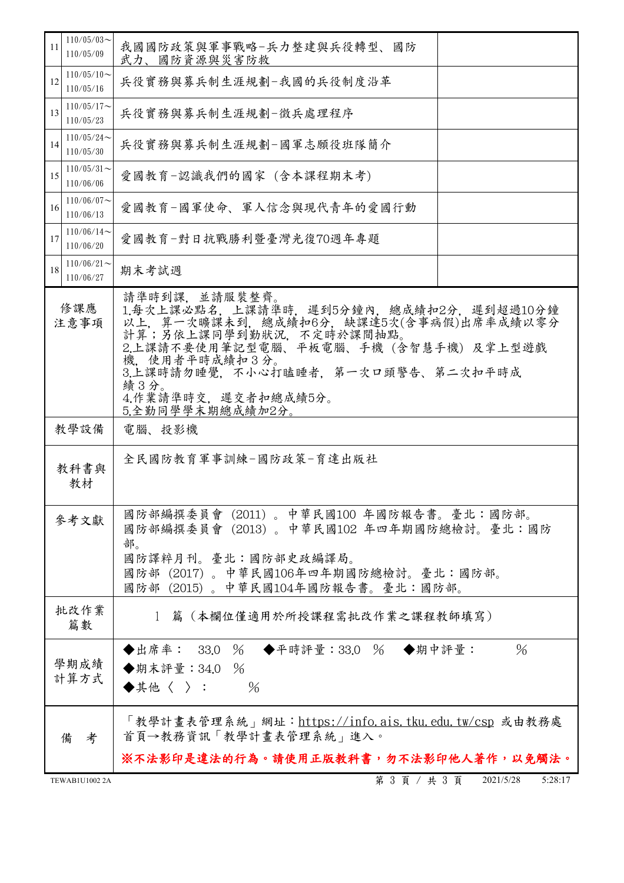| | | | |
|---|---|---|---|
| 11 | 110/05/03～<br>110/05/09 | 我國國防政策與軍事戰略－兵力整建與兵役轉型、國防武力、國防資源與災害防救 | |
| 12 | 110/05/10～<br>110/05/16 | 兵役實務與募兵制生涯規劃－我國的兵役制度沿革 | |
| 13 | 110/05/17～<br>110/05/23 | 兵役實務與募兵制生涯規劃－徵兵處理程序 | |
| 14 | 110/05/24～<br>110/05/30 | 兵役實務與募兵制生涯規劃－國軍志願役班隊簡介 | |
| 15 | 110/05/31～<br>110/06/06 | 愛國教育－認識我們的國家（含本課程期末考） | |
| 16 | 110/06/07～<br>110/06/13 | 愛國教育－國軍使命、軍人信念與現代青年的愛國行動 | |
| 17 | 110/06/14～<br>110/06/20 | 愛國教育－對日抗戰勝利暨臺灣光復70週年專題 | |
| 18 | 110/06/21～<br>110/06/27 | 期末考試週 | |

| | |
|---|---|
| 修課應注意事項 | 請準時到課，並請服裝整齊。<br>1.每次上課必點名，上課請準時，遲到5分鐘內，總成績扣2分，遲到超過10分鐘以上，算一次曠課未到，總成績扣6分，缺課達5次(含事病假)出席率成績以零分計算；另依上課同學到勤狀況，不定時於課間抽點。<br>2.上課請不要使用筆記型電腦、平板電腦、手機（含智慧手機）及掌上型遊戲機，使用者平時成績扣３分。<br>3.上課時請勿睡覺，不小心打瞌睡者，第一次口頭警告、第二次扣平時成績３分。<br>4.作業請準時交，遲交者扣總成績5分。<br>5.全勤同學學末期總成績加2分。 |
| 教學設備 | 電腦、投影機 |
| 教科書與教材 | 全民國防教育軍事訓練－國防政策－育達出版社 |
| 參考文獻 | 國防部編撰委員會（2011）。中華民國100 年國防報告書。臺北：國防部。<br>國防部編撰委員會（2013）。中華民國102 年四年期國防總檢討。臺北：國防部。<br>國防譯粹月刊。臺北：國防部史政編譯局。<br>國防部（2017）。中華民國106年四年期國防總檢討。臺北：國防部。<br>國防部（2015）。中華民國104年國防報告書。臺北：國防部。 |
| 批改作業篇數 | 1 篇（本欄位僅適用於所授課程需批改作業之課程教師填寫） |
| 學期成績計算方式 | ◆出席率： 33.0 ％　◆平時評量：33.0 ％　◆期中評量：　　％<br>◆期末評量：34.0 ％<br>◆其他〈 〉：　　％ |
| 備　考 | 「教學計畫表管理系統」網址：https://info.ais.tku.edu.tw/csp 或由教務處首頁→教務資訊「教學計畫表管理系統」進入。<br>**※不法影印是違法的行為。請使用正版教科書，勿不法影印他人著作，以免觸法。** |

TEWAB1U1002 2A　　2021/5/28　5:28:17